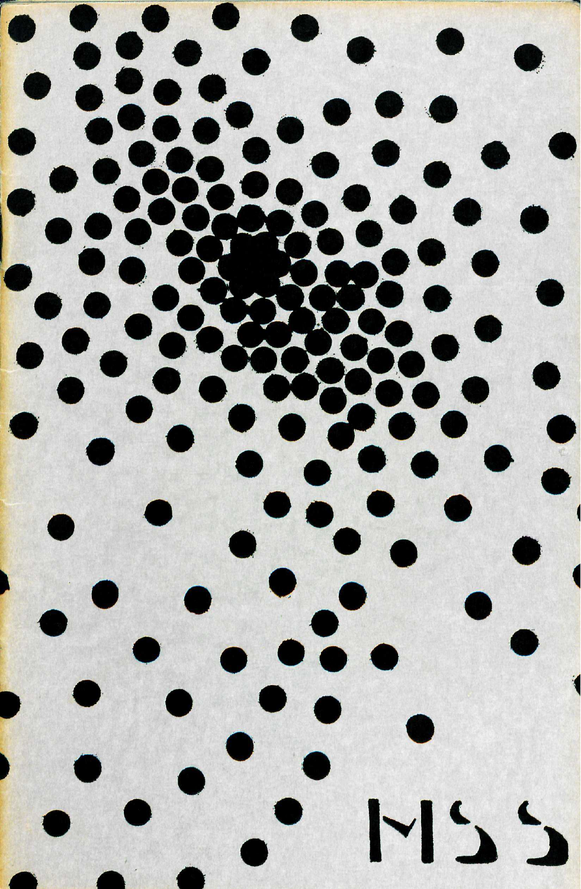MSS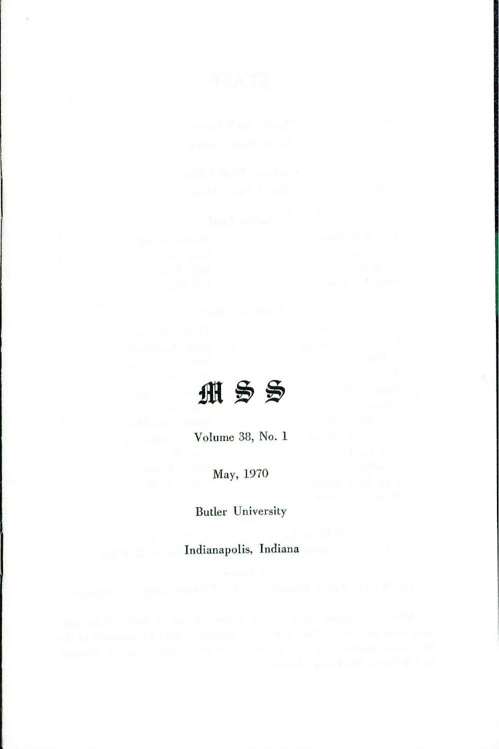# MSS

Volume 38, No. 1

May, 1970

Butler University

Indianapolis, Indiana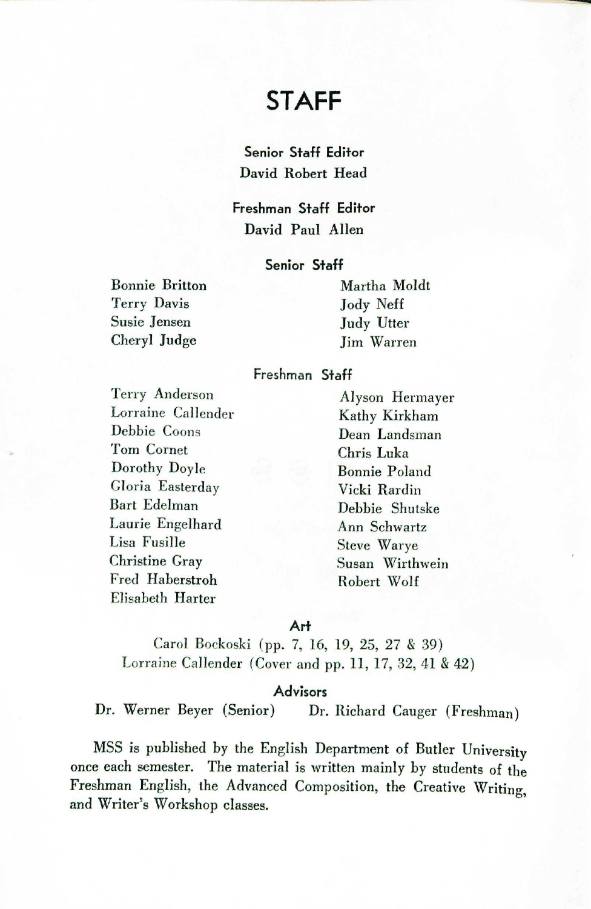# STAFF

**Senior Staff Editor**
David Robert Head

**Freshman Staff Editor**
David Paul Allen

**Senior Staff**

Bonnie Britton
Terry Davis
Susie Jensen
Cheryl Judge
Martha Moldt
Jody Neff
Judy Utter
Jim Warren

**Freshman Staff**

Terry Anderson
Lorraine Callender
Debbie Coons
Tom Cornet
Dorothy Doyle
Gloria Easterday
Bart Edelman
Laurie Engelhard
Lisa Fusille
Christine Gray
Fred Haberstroh
Elisabeth Harter
Alyson Hermayer
Kathy Kirkham
Dean Landsman
Chris Luka
Bonnie Poland
Vicki Rardin
Debbie Shutske
Ann Schwartz
Steve Warye
Susan Wirthwein
Robert Wolf

**Art**

Carol Bockoski (pp. 7, 16, 19, 25, 27 & 39)
Lorraine Callender (Cover and pp. 11, 17, 32, 41 & 42)

**Advisors**

Dr. Werner Beyer (Senior) Dr. Richard Cauger (Freshman)

MSS is published by the English Department of Butler University once each semester. The material is written mainly by students of the Freshman English, the Advanced Composition, the Creative Writing, and Writer's Workshop classes.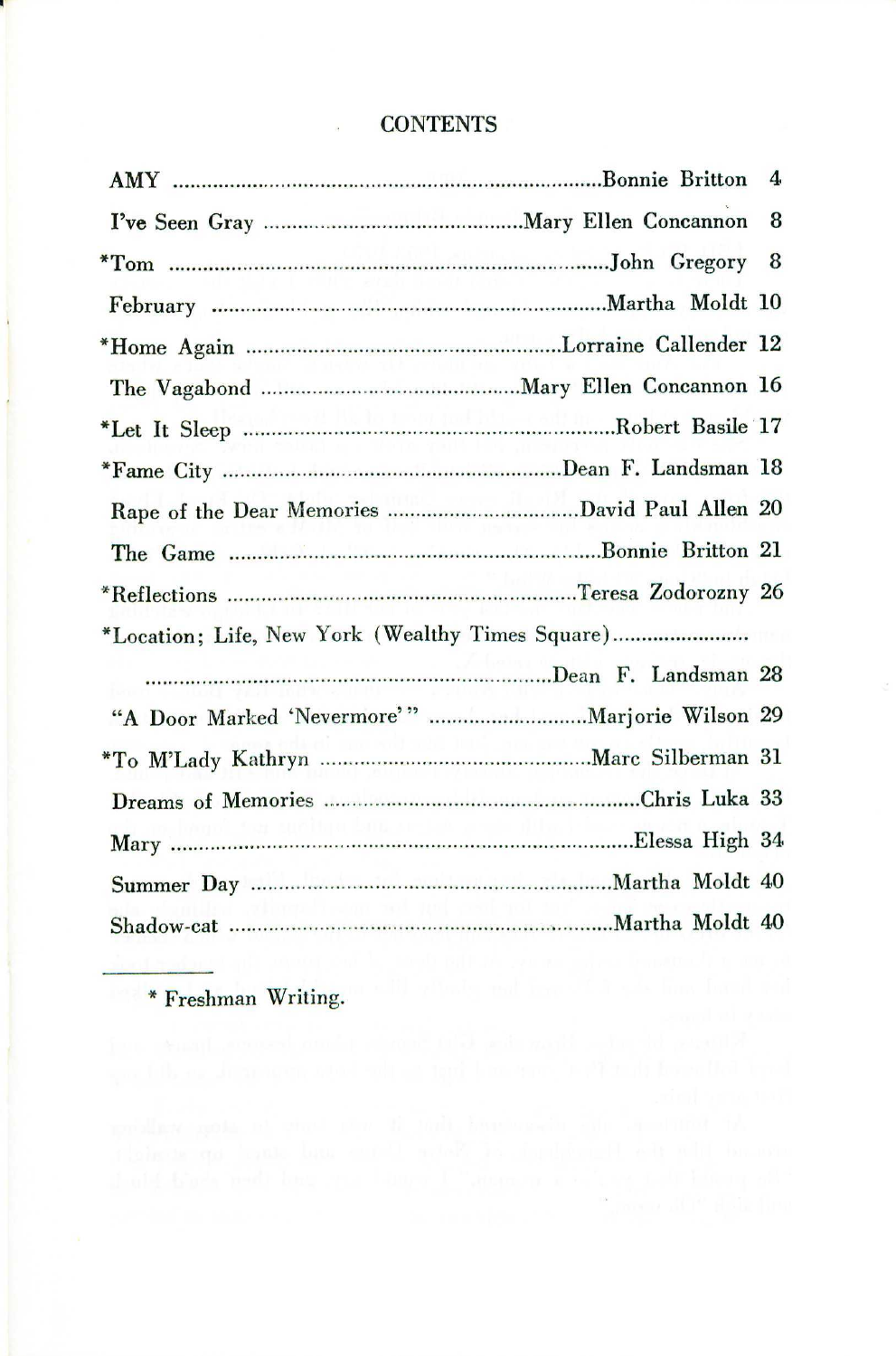# CONTENTS

| | | |
|---|---|---|
| AMY | Bonnie Britton | 4 |
| I've Seen Gray | Mary Ellen Concannon | 8 |
| *Tom | John Gregory | 8 |
| February | Martha Moldt | 10 |
| *Home Again | Lorraine Callender | 12 |
| The Vagabond | Mary Ellen Concannon | 16 |
| *Let It Sleep | Robert Basile | 17 |
| *Fame City | Dean F. Landsman | 18 |
| Rape of the Dear Memories | David Paul Allen | 20 |
| The Game | Bonnie Britton | 21 |
| *Reflections | Teresa Zodorozny | 26 |
| *Location; Life, New York (Wealthy Times Square) | Dean F. Landsman | 28 |
| "A Door Marked 'Nevermore'" | Marjorie Wilson | 29 |
| *To M'Lady Kathryn | Marc Silberman | 31 |
| Dreams of Memories | Chris Luka | 33 |
| Mary | Elessa High | 34 |
| Summer Day | Martha Moldt | 40 |
| Shadow-cat | Martha Moldt | 40 |

---

\* Freshman Writing.